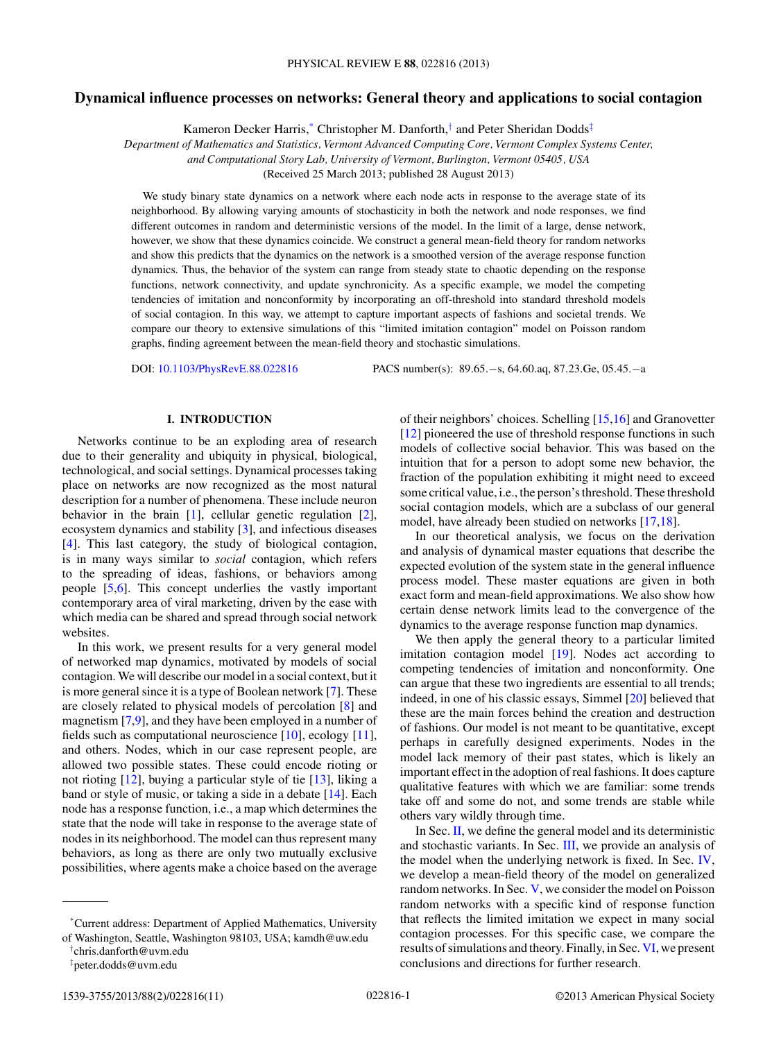# Dynamical influence processes on networks: General theory and applications to social contagion

Kameron Decker Harris,[*] Christopher M. Danforth,[†] and Peter Sheridan Dodds[‡]

*Department of Mathematics and Statistics, Vermont Advanced Computing Core, Vermont Complex Systems Center, and Computational Story Lab, University of Vermont, Burlington, Vermont 05405, USA*

(Received 25 March 2013; published 28 August 2013)

We study binary state dynamics on a network where each node acts in response to the average state of its neighborhood. By allowing varying amounts of stochasticity in both the network and node responses, we find different outcomes in random and deterministic versions of the model. In the limit of a large, dense network, however, we show that these dynamics coincide. We construct a general mean-field theory for random networks and show this predicts that the dynamics on the network is a smoothed version of the average response function dynamics. Thus, the behavior of the system can range from steady state to chaotic depending on the response functions, network connectivity, and update synchronicity. As a specific example, we model the competing tendencies of imitation and nonconformity by incorporating an off-threshold into standard threshold models of social contagion. In this way, we attempt to capture important aspects of fashions and societal trends. We compare our theory to extensive simulations of this "limited imitation contagion" model on Poisson random graphs, finding agreement between the mean-field theory and stochastic simulations.

DOI: 10.1103/PhysRevE.88.022816 PACS number(s): 89.65.−s, 64.60.aq, 87.23.Ge, 05.45.−a

## I. INTRODUCTION

Networks continue to be an exploding area of research due to their generality and ubiquity in physical, biological, technological, and social settings. Dynamical processes taking place on networks are now recognized as the most natural description for a number of phenomena. These include neuron behavior in the brain [1], cellular genetic regulation [2], ecosystem dynamics and stability [3], and infectious diseases [4]. This last category, the study of biological contagion, is in many ways similar to *social* contagion, which refers to the spreading of ideas, fashions, or behaviors among people [5,6]. This concept underlies the vastly important contemporary area of viral marketing, driven by the ease with which media can be shared and spread through social network websites.

In this work, we present results for a very general model of networked map dynamics, motivated by models of social contagion. We will describe our model in a social context, but it is more general since it is a type of Boolean network [7]. These are closely related to physical models of percolation [8] and magnetism [7,9], and they have been employed in a number of fields such as computational neuroscience [10], ecology [11], and others. Nodes, which in our case represent people, are allowed two possible states. These could encode rioting or not rioting [12], buying a particular style of tie [13], liking a band or style of music, or taking a side in a debate [14]. Each node has a response function, i.e., a map which determines the state that the node will take in response to the average state of nodes in its neighborhood. The model can thus represent many behaviors, as long as there are only two mutually exclusive possibilities, where agents make a choice based on the average of their neighbors' choices. Schelling [15,16] and Granovetter [12] pioneered the use of threshold response functions in such models of collective social behavior. This was based on the intuition that for a person to adopt some new behavior, the fraction of the population exhibiting it might need to exceed some critical value, i.e., the person's threshold. These threshold social contagion models, which are a subclass of our general model, have already been studied on networks [17,18].

In our theoretical analysis, we focus on the derivation and analysis of dynamical master equations that describe the expected evolution of the system state in the general influence process model. These master equations are given in both exact form and mean-field approximations. We also show how certain dense network limits lead to the convergence of the dynamics to the average response function map dynamics.

We then apply the general theory to a particular limited imitation contagion model [19]. Nodes act according to competing tendencies of imitation and nonconformity. One can argue that these two ingredients are essential to all trends; indeed, in one of his classic essays, Simmel [20] believed that these are the main forces behind the creation and destruction of fashions. Our model is not meant to be quantitative, except perhaps in carefully designed experiments. Nodes in the model lack memory of their past states, which is likely an important effect in the adoption of real fashions. It does capture qualitative features with which we are familiar: some trends take off and some do not, and some trends are stable while others vary wildly through time.

In Sec. II, we define the general model and its deterministic and stochastic variants. In Sec. III, we provide an analysis of the model when the underlying network is fixed. In Sec. IV, we develop a mean-field theory of the model on generalized random networks. In Sec. V, we consider the model on Poisson random networks with a specific kind of response function that reflects the limited imitation we expect in many social contagion processes. For this specific case, we compare the results of simulations and theory. Finally, in Sec. VI, we present conclusions and directions for further research.

---

[*] Current address: Department of Applied Mathematics, University of Washington, Seattle, Washington 98103, USA; kamdh@uw.edu

[†] chris.danforth@uvm.edu

[‡] peter.dodds@uvm.edu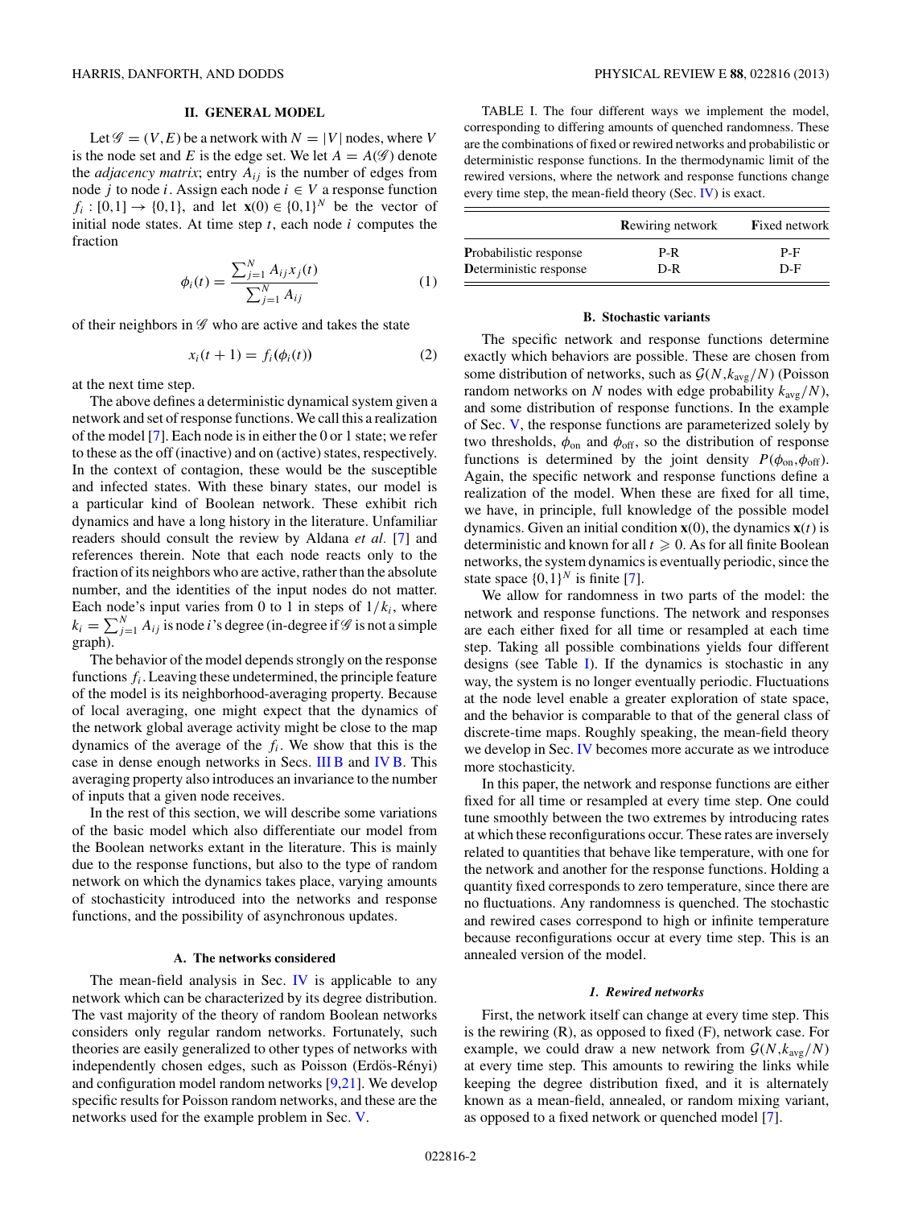## II. GENERAL MODEL

Let $\mathscr{G} = (V,E)$ be a network with $N = |V|$ nodes, where $V$ is the node set and $E$ is the edge set. We let $A = A(\mathscr{G})$ denote the *adjacency matrix*; entry $A_{ij}$ is the number of edges from node $j$ to node $i$. Assign each node $i \in V$ a response function $f_i : [0,1] \to \{0,1\}$, and let $\mathbf{x}(0) \in \{0,1\}^N$ be the vector of initial node states. At time step $t$, each node $i$ computes the fraction

$$\phi_i(t) = \frac{\sum_{j=1}^{N} A_{ij} x_j(t)}{\sum_{j=1}^{N} A_{ij}} \tag{1}$$

of their neighbors in $\mathscr{G}$ who are active and takes the state

$$x_i(t+1) = f_i(\phi_i(t)) \tag{2}$$

at the next time step.

The above defines a deterministic dynamical system given a network and set of response functions. We call this a realization of the model [7]. Each node is in either the 0 or 1 state; we refer to these as the off (inactive) and on (active) states, respectively. In the context of contagion, these would be the susceptible and infected states. With these binary states, our model is a particular kind of Boolean network. These exhibit rich dynamics and have a long history in the literature. Unfamiliar readers should consult the review by Aldana *et al.* [7] and references therein. Note that each node reacts only to the fraction of its neighbors who are active, rather than the absolute number, and the identities of the input nodes do not matter. Each node's input varies from 0 to 1 in steps of $1/k_i$, where $k_i = \sum_{j=1}^{N} A_{ij}$ is node $i$'s degree (in-degree if $\mathscr{G}$ is not a simple graph).

The behavior of the model depends strongly on the response functions $f_i$. Leaving these undetermined, the principle feature of the model is its neighborhood-averaging property. Because of local averaging, one might expect that the dynamics of the network global average activity might be close to the map dynamics of the average of the $f_i$. We show that this is the case in dense enough networks in Secs. III B and IV B. This averaging property also introduces an invariance to the number of inputs that a given node receives.

In the rest of this section, we will describe some variations of the basic model which also differentiate our model from the Boolean networks extant in the literature. This is mainly due to the response functions, but also to the type of random network on which the dynamics takes place, varying amounts of stochasticity introduced into the networks and response functions, and the possibility of asynchronous updates.

### A. The networks considered

The mean-field analysis in Sec. IV is applicable to any network which can be characterized by its degree distribution. The vast majority of the theory of random Boolean networks considers only regular random networks. Fortunately, such theories are easily generalized to other types of networks with independently chosen edges, such as Poisson (Erdős-Rényi) and configuration model random networks [9,21]. We develop specific results for Poisson random networks, and these are the networks used for the example problem in Sec. V.

TABLE I. The four different ways we implement the model, corresponding to differing amounts of quenched randomness. These are the combinations of fixed or rewired networks and probabilistic or deterministic response functions. In the thermodynamic limit of the rewired versions, where the network and response functions change every time step, the mean-field theory (Sec. IV) is exact.

| | **R**ewiring network | **F**ixed network |
|---|---|---|
| **P**robabilistic response | P-R | P-F |
| **D**eterministic response | D-R | D-F |

### B. Stochastic variants

The specific network and response functions determine exactly which behaviors are possible. These are chosen from some distribution of networks, such as $\mathcal{G}(N, k_{\text{avg}}/N)$ (Poisson random networks on $N$ nodes with edge probability $k_{\text{avg}}/N$), and some distribution of response functions. In the example of Sec. V, the response functions are parameterized solely by two thresholds, $\phi_{\text{on}}$ and $\phi_{\text{off}}$, so the distribution of response functions is determined by the joint density $P(\phi_{\text{on}}, \phi_{\text{off}})$. Again, the specific network and response functions define a realization of the model. When these are fixed for all time, we have, in principle, full knowledge of the possible model dynamics. Given an initial condition $\mathbf{x}(0)$, the dynamics $\mathbf{x}(t)$ is deterministic and known for all $t \geqslant 0$. As for all finite Boolean networks, the system dynamics is eventually periodic, since the state space $\{0,1\}^N$ is finite [7].

We allow for randomness in two parts of the model: the network and response functions. The network and responses are each either fixed for all time or resampled at each time step. Taking all possible combinations yields four different designs (see Table I). If the dynamics is stochastic in any way, the system is no longer eventually periodic. Fluctuations at the node level enable a greater exploration of state space, and the behavior is comparable to that of the general class of discrete-time maps. Roughly speaking, the mean-field theory we develop in Sec. IV becomes more accurate as we introduce more stochasticity.

In this paper, the network and response functions are either fixed for all time or resampled at every time step. One could tune smoothly between the two extremes by introducing rates at which these reconfigurations occur. These rates are inversely related to quantities that behave like temperature, with one for the network and another for the response functions. Holding a quantity fixed corresponds to zero temperature, since there are no fluctuations. Any randomness is quenched. The stochastic and rewired cases correspond to high or infinite temperature because reconfigurations occur at every time step. This is an annealed version of the model.

#### 1. Rewired networks

First, the network itself can change at every time step. This is the rewiring (R), as opposed to fixed (F), network case. For example, we could draw a new network from $\mathcal{G}(N, k_{\text{avg}}/N)$ at every time step. This amounts to rewiring the links while keeping the degree distribution fixed, and it is alternately known as a mean-field, annealed, or random mixing variant, as opposed to a fixed network or quenched model [7].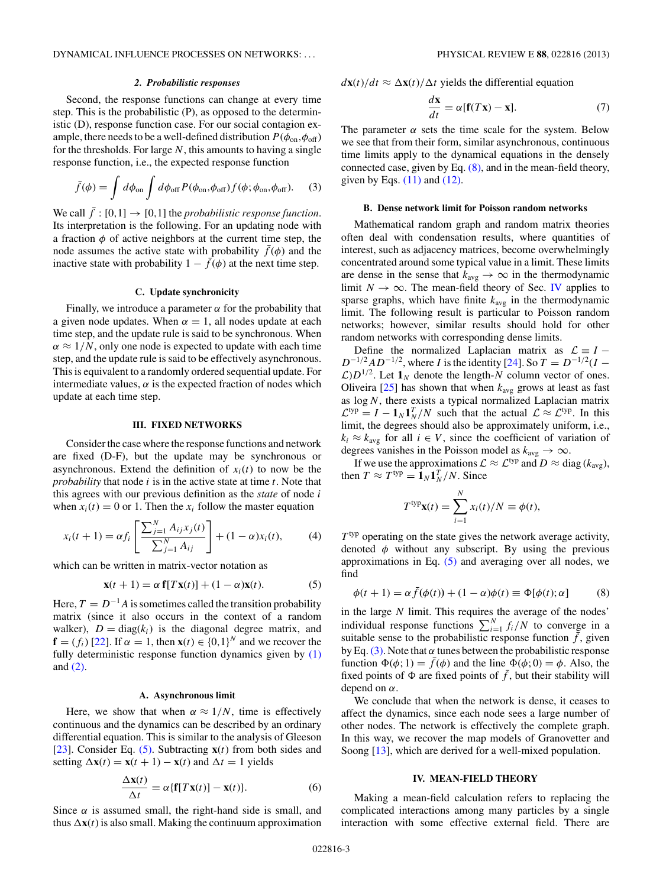#### 2. Probabilistic responses

Second, the response functions can change at every time step. This is the probabilistic (P), as opposed to the deterministic (D), response function case. For our social contagion example, there needs to be a well-defined distribution $P(\phi_{\text{on}},\phi_{\text{off}})$ for the thresholds. For large $N$, this amounts to having a single response function, i.e., the expected response function

$$\bar{f}(\phi) = \int d\phi_{\text{on}} \int d\phi_{\text{off}} P(\phi_{\text{on}},\phi_{\text{off}}) f(\phi;\phi_{\text{on}},\phi_{\text{off}}). \quad (3)$$

We call $\bar{f} : [0,1] \to [0,1]$ the *probabilistic response function*. Its interpretation is the following. For an updating node with a fraction $\phi$ of active neighbors at the current time step, the node assumes the active state with probability $\bar{f}(\phi)$ and the inactive state with probability $1 - \bar{f}(\phi)$ at the next time step.

### C. Update synchronicity

Finally, we introduce a parameter $\alpha$ for the probability that a given node updates. When $\alpha = 1$, all nodes update at each time step, and the update rule is said to be synchronous. When $\alpha \approx 1/N$, only one node is expected to update with each time step, and the update rule is said to be effectively asynchronous. This is equivalent to a randomly ordered sequential update. For intermediate values, $\alpha$ is the expected fraction of nodes which update at each time step.

## III. FIXED NETWORKS

Consider the case where the response functions and network are fixed (D-F), but the update may be synchronous or asynchronous. Extend the definition of $x_i(t)$ to now be the *probability* that node $i$ is in the active state at time $t$. Note that this agrees with our previous definition as the *state* of node $i$ when $x_i(t) = 0$ or 1. Then the $x_i$ follow the master equation

$$x_i(t+1) = \alpha f_i\left[\frac{\sum_{j=1}^{N} A_{ij} x_j(t)}{\sum_{j=1}^{N} A_{ij}}\right] + (1-\alpha)x_i(t), \quad (4)$$

which can be written in matrix-vector notation as

$$\mathbf{x}(t+1) = \alpha\, \mathbf{f}[T\mathbf{x}(t)] + (1-\alpha)\mathbf{x}(t). \quad (5)$$

Here, $T = D^{-1}A$ is sometimes called the transition probability matrix (since it also occurs in the context of a random walker), $D = \text{diag}(k_i)$ is the diagonal degree matrix, and $\mathbf{f} = (f_i)$ [22]. If $\alpha = 1$, then $\mathbf{x}(t) \in \{0,1\}^N$ and we recover the fully deterministic response function dynamics given by (1) and (2).

### A. Asynchronous limit

Here, we show that when $\alpha \approx 1/N$, time is effectively continuous and the dynamics can be described by an ordinary differential equation. This is similar to the analysis of Gleeson [23]. Consider Eq. (5). Subtracting $\mathbf{x}(t)$ from both sides and setting $\Delta\mathbf{x}(t) = \mathbf{x}(t+1) - \mathbf{x}(t)$ and $\Delta t = 1$ yields

$$\frac{\Delta\mathbf{x}(t)}{\Delta t} = \alpha\{\mathbf{f}[T\mathbf{x}(t)] - \mathbf{x}(t)\}. \quad (6)$$

Since $\alpha$ is assumed small, the right-hand side is small, and thus $\Delta\mathbf{x}(t)$ is also small. Making the continuum approximation $d\mathbf{x}(t)/dt \approx \Delta\mathbf{x}(t)/\Delta t$ yields the differential equation

$$\frac{d\mathbf{x}}{dt} = \alpha[\mathbf{f}(T\mathbf{x}) - \mathbf{x}]. \quad (7)$$

The parameter $\alpha$ sets the time scale for the system. Below we see that from their form, similar asynchronous, continuous time limits apply to the dynamical equations in the densely connected case, given by Eq. (8), and in the mean-field theory, given by Eqs. (11) and (12).

### B. Dense network limit for Poisson random networks

Mathematical random graph and random matrix theories often deal with condensation results, where quantities of interest, such as adjacency matrices, become overwhelmingly concentrated around some typical value in a limit. These limits are dense in the sense that $k_{\text{avg}} \to \infty$ in the thermodynamic limit $N \to \infty$. The mean-field theory of Sec. IV applies to sparse graphs, which have finite $k_{\text{avg}}$ in the thermodynamic limit. The following result is particular to Poisson random networks; however, similar results should hold for other random networks with corresponding dense limits.

Define the normalized Laplacian matrix as $\mathcal{L} \equiv I - D^{-1/2}AD^{-1/2}$, where $I$ is the identity [24]. So $T = D^{-1/2}(I - \mathcal{L})D^{1/2}$. Let $\mathbf{1}_N$ denote the length-$N$ column vector of ones. Oliveira [25] has shown that when $k_{\text{avg}}$ grows at least as fast as $\log N$, there exists a typical normalized Laplacian matrix $\mathcal{L}^{\text{typ}} = I - \mathbf{1}_N\mathbf{1}_N^T/N$ such that the actual $\mathcal{L} \approx \mathcal{L}^{\text{typ}}$. In this limit, the degrees should also be approximately uniform, i.e., $k_i \approx k_{\text{avg}}$ for all $i \in V$, since the coefficient of variation of degrees vanishes in the Poisson model as $k_{\text{avg}} \to \infty$.

If we use the approximations $\mathcal{L} \approx \mathcal{L}^{\text{typ}}$ and $D \approx \text{diag}(k_{\text{avg}})$, then $T \approx T^{\text{typ}} = \mathbf{1}_N\mathbf{1}_N^T/N$. Since

$$T^{\text{typ}}\mathbf{x}(t) = \sum_{i=1}^{N} x_i(t)/N \equiv \phi(t),$$

$T^{\text{typ}}$ operating on the state gives the network average activity, denoted $\phi$ without any subscript. By using the previous approximations in Eq. (5) and averaging over all nodes, we find

$$\phi(t+1) = \alpha\,\bar{f}(\phi(t)) + (1-\alpha)\phi(t) \equiv \Phi[\phi(t);\alpha] \quad (8)$$

in the large $N$ limit. This requires the average of the nodes' individual response functions $\sum_{i=1}^{N} f_i/N$ to converge in a suitable sense to the probabilistic response function $\bar{f}$, given by Eq. (3). Note that $\alpha$ tunes between the probabilistic response function $\Phi(\phi;1) = \bar{f}(\phi)$ and the line $\Phi(\phi;0) = \phi$. Also, the fixed points of $\Phi$ are fixed points of $\bar{f}$, but their stability will depend on $\alpha$.

We conclude that when the network is dense, it ceases to affect the dynamics, since each node sees a large number of other nodes. The network is effectively the complete graph. In this way, we recover the map models of Granovetter and Soong [13], which are derived for a well-mixed population.

## IV. MEAN-FIELD THEORY

Making a mean-field calculation refers to replacing the complicated interactions among many particles by a single interaction with some effective external field. There are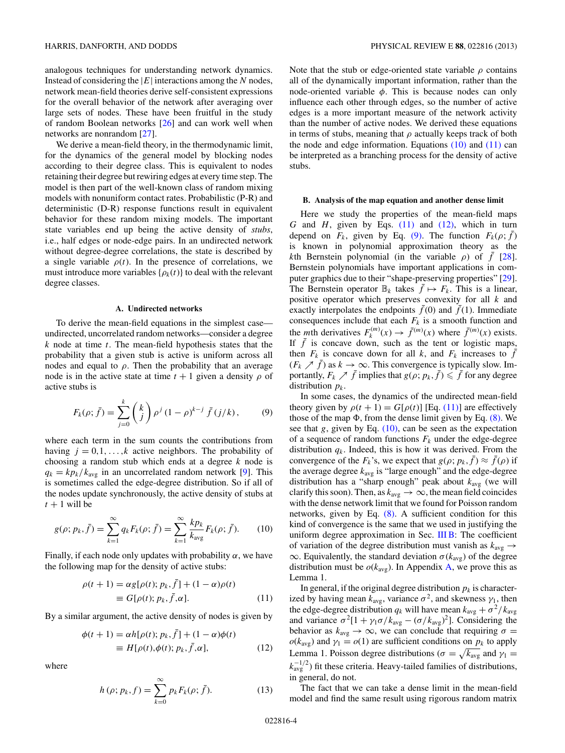analogous techniques for understanding network dynamics. Instead of considering the $|E|$ interactions among the $N$ nodes, network mean-field theories derive self-consistent expressions for the overall behavior of the network after averaging over large sets of nodes. These have been fruitful in the study of random Boolean networks [26] and can work well when networks are nonrandom [27].

We derive a mean-field theory, in the thermodynamic limit, for the dynamics of the general model by blocking nodes according to their degree class. This is equivalent to nodes retaining their degree but rewiring edges at every time step. The model is then part of the well-known class of random mixing models with nonuniform contact rates. Probabilistic (P-R) and deterministic (D-R) response functions result in equivalent behavior for these random mixing models. The important state variables end up being the active density of *stubs*, i.e., half edges or node-edge pairs. In an undirected network without degree-degree correlations, the state is described by a single variable $\rho(t)$. In the presence of correlations, we must introduce more variables $\{\rho_k(t)\}$ to deal with the relevant degree classes.

### A. Undirected networks

To derive the mean-field equations in the simplest case—undirected, uncorrelated random networks—consider a degree $k$ node at time $t$. The mean-field hypothesis states that the probability that a given stub is active is uniform across all nodes and equal to $\rho$. Then the probability that an average node is in the active state at time $t+1$ given a density $\rho$ of active stubs is

$$F_k(\rho;\bar{f}) = \sum_{j=0}^{k} \binom{k}{j} \rho^j (1-\rho)^{k-j} \bar{f}(j/k), \tag{9}$$

where each term in the sum counts the contributions from having $j = 0,1,\ldots,k$ active neighbors. The probability of choosing a random stub which ends at a degree $k$ node is $q_k = kp_k/k_{\text{avg}}$ in an uncorrelated random network [9]. This is sometimes called the edge-degree distribution. So if all of the nodes update synchronously, the active density of stubs at $t+1$ will be

$$g(\rho;p_k,\bar{f}) = \sum_{k=1}^{\infty} q_k F_k(\rho;\bar{f}) = \sum_{k=1}^{\infty} \frac{kp_k}{k_{\text{avg}}} F_k(\rho;\bar{f}). \tag{10}$$

Finally, if each node only updates with probability $\alpha$, we have the following map for the density of active stubs:

$$\begin{aligned}\rho(t+1) &= \alpha g[\rho(t);p_k,\bar{f}] + (1-\alpha)\rho(t) \\ &\equiv G[\rho(t);p_k,\bar{f},\alpha].\end{aligned} \tag{11}$$

By a similar argument, the active density of nodes is given by

$$\begin{aligned}\phi(t+1) &= \alpha h[\rho(t);p_k,\bar{f}] + (1-\alpha)\phi(t) \\ &\equiv H[\rho(t),\phi(t);p_k,\bar{f},\alpha],\end{aligned} \tag{12}$$

where

$$h(\rho;p_k,f) = \sum_{k=0}^{\infty} p_k F_k(\rho;\bar{f}). \tag{13}$$

Note that the stub or edge-oriented state variable $\rho$ contains all of the dynamically important information, rather than the node-oriented variable $\phi$. This is because nodes can only influence each other through edges, so the number of active edges is a more important measure of the network activity than the number of active nodes. We derived these equations in terms of stubs, meaning that $\rho$ actually keeps track of both the node and edge information. Equations (10) and (11) can be interpreted as a branching process for the density of active stubs.

### B. Analysis of the map equation and another dense limit

Here we study the properties of the mean-field maps $G$ and $H$, given by Eqs. (11) and (12), which in turn depend on $F_k$, given by Eq. (9). The function $F_k(\rho;\bar{f})$ is known in polynomial approximation theory as the $k$th Bernstein polynomial (in the variable $\rho$) of $\bar{f}$ [28]. Bernstein polynomials have important applications in computer graphics due to their "shape-preserving properties" [29]. The Bernstein operator $\mathbb{B}_k$ takes $\bar{f} \mapsto F_k$. This is a linear, positive operator which preserves convexity for all $k$ and exactly interpolates the endpoints $\bar{f}(0)$ and $\bar{f}(1)$. Immediate consequences include that each $F_k$ is a smooth function and the $m$th derivatives $F_k^{(m)}(x) \to \bar{f}^{(m)}(x)$ where $\bar{f}^{(m)}(x)$ exists. If $\bar{f}$ is concave down, such as the tent or logistic maps, then $F_k$ is concave down for all $k$, and $F_k$ increases to $\bar{f}$ ($F_k \nearrow \bar{f}$) as $k \to \infty$. This convergence is typically slow. Importantly, $F_k \nearrow \bar{f}$ implies that $g(\rho;p_k,\bar{f}) \leqslant \bar{f}$ for any degree distribution $p_k$.

In some cases, the dynamics of the undirected mean-field theory given by $\rho(t+1) = G[\rho(t)]$ [Eq. (11)] are effectively those of the map $\Phi$, from the dense limit given by Eq. (8). We see that $g$, given by Eq. (10), can be seen as the expectation of a sequence of random functions $F_k$ under the edge-degree distribution $q_k$. Indeed, this is how it was derived. From the convergence of the $F_k$'s, we expect that $g(\rho;p_k,\bar{f}) \approx \bar{f}(\rho)$ if the average degree $k_{\text{avg}}$ is "large enough" and the edge-degree distribution has a "sharp enough" peak about $k_{\text{avg}}$ (we will clarify this soon). Then, as $k_{\text{avg}} \to \infty$, the mean field coincides with the dense network limit that we found for Poisson random networks, given by Eq. (8). A sufficient condition for this kind of convergence is the same that we used in justifying the uniform degree approximation in Sec. III B: The coefficient of variation of the degree distribution must vanish as $k_{\text{avg}} \to \infty$. Equivalently, the standard deviation $\sigma(k_{\text{avg}})$ of the degree distribution must be $o(k_{\text{avg}})$. In Appendix A, we prove this as Lemma 1.

In general, if the original degree distribution $p_k$ is characterized by having mean $k_{\text{avg}}$, variance $\sigma^2$, and skewness $\gamma_1$, then the edge-degree distribution $q_k$ will have mean $k_{\text{avg}} + \sigma^2/k_{\text{avg}}$ and variance $\sigma^2[1 + \gamma_1\sigma/k_{\text{avg}} - (\sigma/k_{\text{avg}})^2]$. Considering the behavior as $k_{\text{avg}} \to \infty$, we can conclude that requiring $\sigma = o(k_{\text{avg}})$ and $\gamma_1 = o(1)$ are sufficient conditions on $p_k$ to apply Lemma 1. Poisson degree distributions ($\sigma = \sqrt{k_{\text{avg}}}$ and $\gamma_1 = k_{\text{avg}}^{-1/2}$) fit these criteria. Heavy-tailed families of distributions, in general, do not.

The fact that we can take a dense limit in the mean-field model and find the same result using rigorous random matrix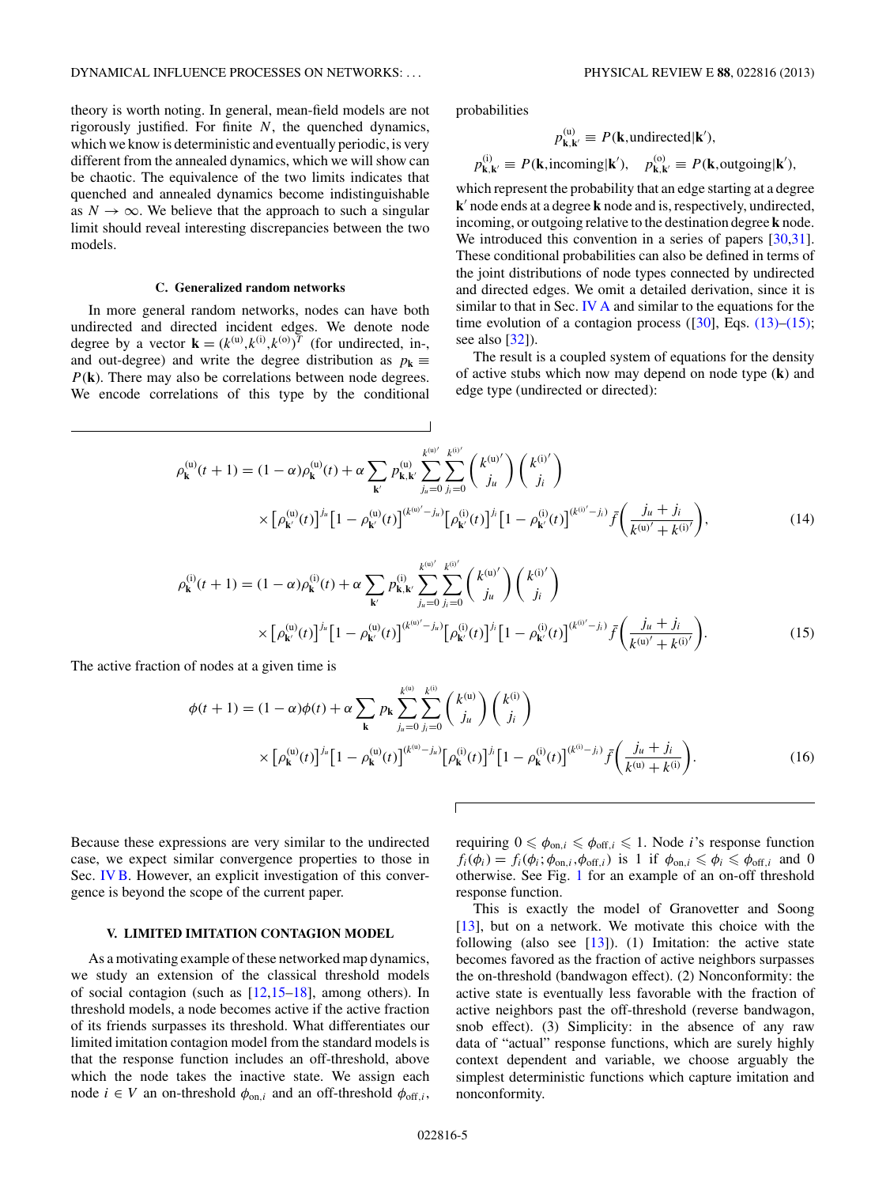theory is worth noting. In general, mean-field models are not rigorously justified. For finite $N$, the quenched dynamics, which we know is deterministic and eventually periodic, is very different from the annealed dynamics, which we will show can be chaotic. The equivalence of the two limits indicates that quenched and annealed dynamics become indistinguishable as $N \to \infty$. We believe that the approach to such a singular limit should reveal interesting discrepancies between the two models.

### C. Generalized random networks

In more general random networks, nodes can have both undirected and directed incident edges. We denote node degree by a vector $\mathbf{k} = (k^{(\mathrm{u})}, k^{(\mathrm{i})}, k^{(\mathrm{o})})^T$ (for undirected, in-, and out-degree) and write the degree distribution as $p_{\mathbf{k}} \equiv P(\mathbf{k})$. There may also be correlations between node degrees. We encode correlations of this type by the conditional probabilities

$$p^{(\mathrm{u})}_{\mathbf{k},\mathbf{k}'} \equiv P(\mathbf{k},\text{undirected}|\mathbf{k}'),$$

$$p^{(\mathrm{i})}_{\mathbf{k},\mathbf{k}'} \equiv P(\mathbf{k},\text{incoming}|\mathbf{k}'), \quad p^{(\mathrm{o})}_{\mathbf{k},\mathbf{k}'} \equiv P(\mathbf{k},\text{outgoing}|\mathbf{k}'),$$

which represent the probability that an edge starting at a degree $\mathbf{k}'$ node ends at a degree $\mathbf{k}$ node and is, respectively, undirected, incoming, or outgoing relative to the destination degree $\mathbf{k}$ node. We introduced this convention in a series of papers [30,31]. These conditional probabilities can also be defined in terms of the joint distributions of node types connected by undirected and directed edges. We omit a detailed derivation, since it is similar to that in Sec. IV A and similar to the equations for the time evolution of a contagion process ([30], Eqs. (13)–(15); see also [32]).

The result is a coupled system of equations for the density of active stubs which now may depend on node type ($\mathbf{k}$) and edge type (undirected or directed):

$$\rho^{(\mathrm{u})}_{\mathbf{k}}(t+1) = (1-\alpha)\rho^{(\mathrm{u})}_{\mathbf{k}}(t) + \alpha \sum_{\mathbf{k}'} p^{(\mathrm{u})}_{\mathbf{k},\mathbf{k}'} \sum_{j_u=0}^{k^{(\mathrm{u})'}} \sum_{j_i=0}^{k^{(\mathrm{i})'}} \binom{k^{(\mathrm{u})'}}{j_u} \binom{k^{(\mathrm{i})'}}{j_i} \times \left[\rho^{(\mathrm{u})}_{\mathbf{k}'}(t)\right]^{j_u} \left[1-\rho^{(\mathrm{u})}_{\mathbf{k}'}(t)\right]^{(k^{(\mathrm{u})'}-j_u)} \left[\rho^{(\mathrm{i})}_{\mathbf{k}'}(t)\right]^{j_i} \left[1-\rho^{(\mathrm{i})}_{\mathbf{k}'}(t)\right]^{(k^{(\mathrm{i})'}-j_i)} \bar{f}\left(\frac{j_u+j_i}{k^{(\mathrm{u})'}+k^{(\mathrm{i})'}}\right), \tag{14}$$

$$\rho^{(\mathrm{i})}_{\mathbf{k}}(t+1) = (1-\alpha)\rho^{(\mathrm{i})}_{\mathbf{k}}(t) + \alpha \sum_{\mathbf{k}'} p^{(\mathrm{i})}_{\mathbf{k},\mathbf{k}'} \sum_{j_u=0}^{k^{(\mathrm{u})'}} \sum_{j_i=0}^{k^{(\mathrm{i})'}} \binom{k^{(\mathrm{u})'}}{j_u} \binom{k^{(\mathrm{i})'}}{j_i} \times \left[\rho^{(\mathrm{u})}_{\mathbf{k}'}(t)\right]^{j_u} \left[1-\rho^{(\mathrm{u})}_{\mathbf{k}'}(t)\right]^{(k^{(\mathrm{u})'}-j_u)} \left[\rho^{(\mathrm{i})}_{\mathbf{k}'}(t)\right]^{j_i} \left[1-\rho^{(\mathrm{i})}_{\mathbf{k}'}(t)\right]^{(k^{(\mathrm{i})'}-j_i)} \bar{f}\left(\frac{j_u+j_i}{k^{(\mathrm{u})'}+k^{(\mathrm{i})'}}\right). \tag{15}$$

The active fraction of nodes at a given time is

$$\phi(t+1) = (1-\alpha)\phi(t) + \alpha \sum_{\mathbf{k}} p_{\mathbf{k}} \sum_{j_u=0}^{k^{(\mathrm{u})}} \sum_{j_i=0}^{k^{(\mathrm{i})}} \binom{k^{(\mathrm{u})}}{j_u} \binom{k^{(\mathrm{i})}}{j_i} \times \left[\rho^{(\mathrm{u})}_{\mathbf{k}}(t)\right]^{j_u} \left[1-\rho^{(\mathrm{u})}_{\mathbf{k}}(t)\right]^{(k^{(\mathrm{u})}-j_u)} \left[\rho^{(\mathrm{i})}_{\mathbf{k}}(t)\right]^{j_i} \left[1-\rho^{(\mathrm{i})}_{\mathbf{k}}(t)\right]^{(k^{(\mathrm{i})}-j_i)} \bar{f}\left(\frac{j_u+j_i}{k^{(\mathrm{u})}+k^{(\mathrm{i})}}\right). \tag{16}$$

Because these expressions are very similar to the undirected case, we expect similar convergence properties to those in Sec. IV B. However, an explicit investigation of this convergence is beyond the scope of the current paper.

## V. LIMITED IMITATION CONTAGION MODEL

As a motivating example of these networked map dynamics, we study an extension of the classical threshold models of social contagion (such as [12,15–18], among others). In threshold models, a node becomes active if the active fraction of its friends surpasses its threshold. What differentiates our limited imitation contagion model from the standard models is that the response function includes an off-threshold, above which the node takes the inactive state. We assign each node $i \in V$ an on-threshold $\phi_{\mathrm{on},i}$ and an off-threshold $\phi_{\mathrm{off},i}$, requiring $0 \leqslant \phi_{\mathrm{on},i} \leqslant \phi_{\mathrm{off},i} \leqslant 1$. Node $i$'s response function $f_i(\phi_i) = f_i(\phi_i; \phi_{\mathrm{on},i}, \phi_{\mathrm{off},i})$ is 1 if $\phi_{\mathrm{on},i} \leqslant \phi_i \leqslant \phi_{\mathrm{off},i}$ and 0 otherwise. See Fig. 1 for an example of an on-off threshold response function.

This is exactly the model of Granovetter and Soong [13], but on a network. We motivate this choice with the following (also see [13]). (1) Imitation: the active state becomes favored as the fraction of active neighbors surpasses the on-threshold (bandwagon effect). (2) Nonconformity: the active state is eventually less favorable with the fraction of active neighbors past the off-threshold (reverse bandwagon, snob effect). (3) Simplicity: in the absence of any raw data of "actual" response functions, which are surely highly context dependent and variable, we choose arguably the simplest deterministic functions which capture imitation and nonconformity.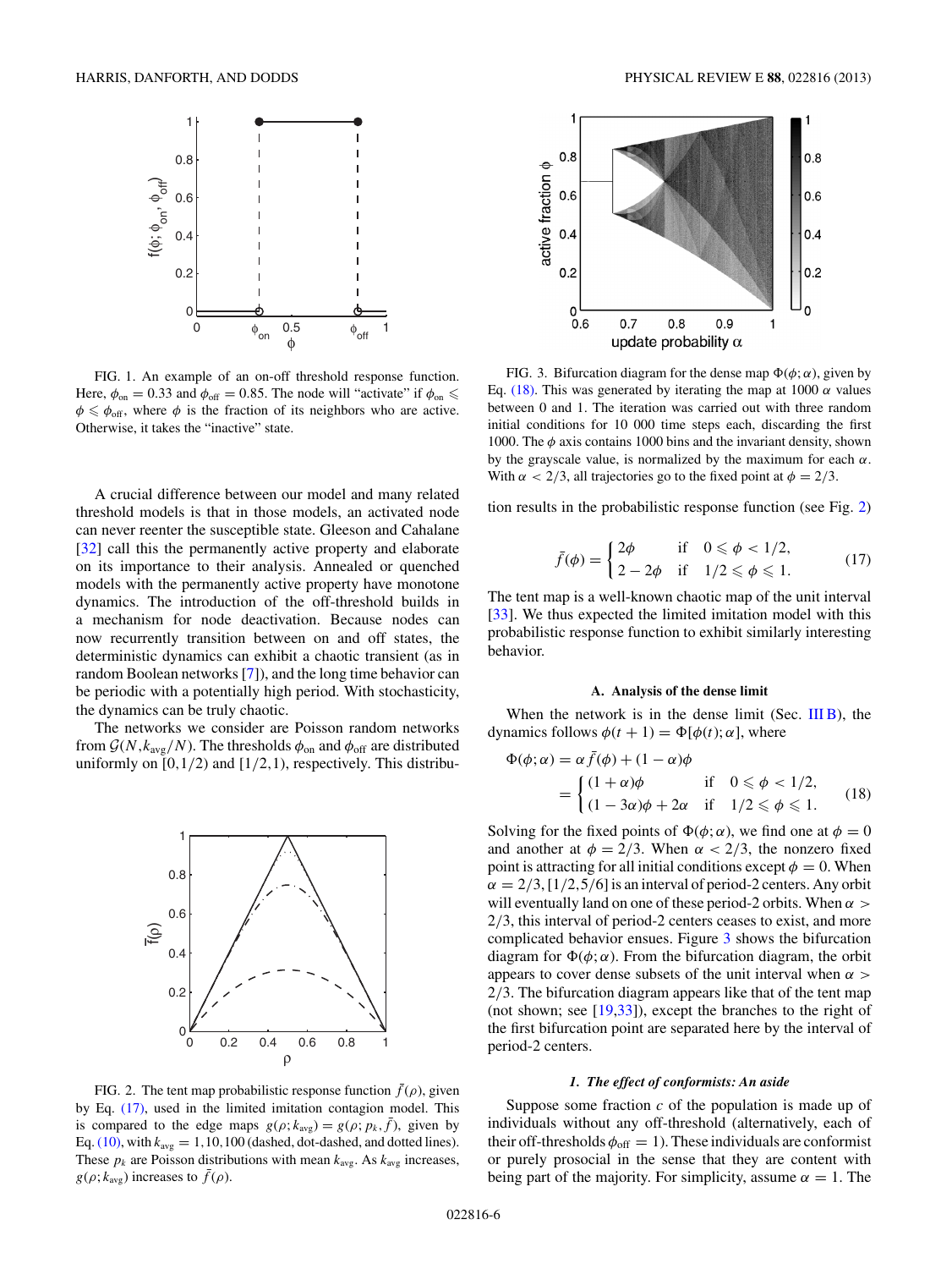FIG. 1. An example of an on-off threshold response function. Here, $\phi_{\rm on} = 0.33$ and $\phi_{\rm off} = 0.85$. The node will "activate" if $\phi_{\rm on} \leqslant \phi \leqslant \phi_{\rm off}$, where $\phi$ is the fraction of its neighbors who are active. Otherwise, it takes the "inactive" state.

A crucial difference between our model and many related threshold models is that in those models, an activated node can never reenter the susceptible state. Gleeson and Cahalane [32] call this the permanently active property and elaborate on its importance to their analysis. Annealed or quenched models with the permanently active property have monotone dynamics. The introduction of the off-threshold builds in a mechanism for node deactivation. Because nodes can now recurrently transition between on and off states, the deterministic dynamics can exhibit a chaotic transient (as in random Boolean networks [7]), and the long time behavior can be periodic with a potentially high period. With stochasticity, the dynamics can be truly chaotic.

The networks we consider are Poisson random networks from $\mathcal{G}(N, k_{\rm avg}/N)$. The thresholds $\phi_{\rm on}$ and $\phi_{\rm off}$ are distributed uniformly on $[0,1/2)$ and $[1/2,1)$, respectively. This distribution results in the probabilistic response function (see Fig. 2)

$$\bar{f}(\phi) = \begin{cases} 2\phi & \text{if} \quad 0 \leqslant \phi < 1/2, \\ 2 - 2\phi & \text{if} \quad 1/2 \leqslant \phi \leqslant 1. \end{cases} \tag{17}$$

FIG. 2. The tent map probabilistic response function $\bar{f}(\rho)$, given by Eq. (17), used in the limited imitation contagion model. This is compared to the edge maps $g(\rho; k_{\rm avg}) = g(\rho; p_k, \bar{f})$, given by Eq. (10), with $k_{\rm avg} = 1, 10, 100$ (dashed, dot-dashed, and dotted lines). These $p_k$ are Poisson distributions with mean $k_{\rm avg}$. As $k_{\rm avg}$ increases, $g(\rho; k_{\rm avg})$ increases to $\bar{f}(\rho)$.

FIG. 3. Bifurcation diagram for the dense map $\Phi(\phi;\alpha)$, given by Eq. (18). This was generated by iterating the map at 1000 $\alpha$ values between 0 and 1. The iteration was carried out with three random initial conditions for 10 000 time steps each, discarding the first 1000. The $\phi$ axis contains 1000 bins and the invariant density, shown by the grayscale value, is normalized by the maximum for each $\alpha$. With $\alpha < 2/3$, all trajectories go to the fixed point at $\phi = 2/3$.

The tent map is a well-known chaotic map of the unit interval [33]. We thus expected the limited imitation model with this probabilistic response function to exhibit similarly interesting behavior.

### A. Analysis of the dense limit

When the network is in the dense limit (Sec. III B), the dynamics follows $\phi(t+1) = \Phi[\phi(t);\alpha]$, where

$$\begin{aligned} \Phi(\phi;\alpha) &= \alpha \bar{f}(\phi) + (1-\alpha)\phi \\ &= \begin{cases} (1+\alpha)\phi & \text{if} \quad 0 \leqslant \phi < 1/2, \\ (1-3\alpha)\phi + 2\alpha & \text{if} \quad 1/2 \leqslant \phi \leqslant 1. \end{cases} \end{aligned} \tag{18}$$

Solving for the fixed points of $\Phi(\phi;\alpha)$, we find one at $\phi = 0$ and another at $\phi = 2/3$. When $\alpha < 2/3$, the nonzero fixed point is attracting for all initial conditions except $\phi = 0$. When $\alpha = 2/3$, $[1/2, 5/6]$ is an interval of period-2 centers. Any orbit will eventually land on one of these period-2 orbits. When $\alpha > 2/3$, this interval of period-2 centers ceases to exist, and more complicated behavior ensues. Figure 3 shows the bifurcation diagram for $\Phi(\phi;\alpha)$. From the bifurcation diagram, the orbit appears to cover dense subsets of the unit interval when $\alpha > 2/3$. The bifurcation diagram appears like that of the tent map (not shown; see [19,33]), except the branches to the right of the first bifurcation point are separated here by the interval of period-2 centers.

#### 1. *The effect of conformists: An aside*

Suppose some fraction $c$ of the population is made up of individuals without any off-threshold (alternatively, each of their off-thresholds $\phi_{\rm off} = 1$). These individuals are conformist or purely prosocial in the sense that they are content with being part of the majority. For simplicity, assume $\alpha = 1$. The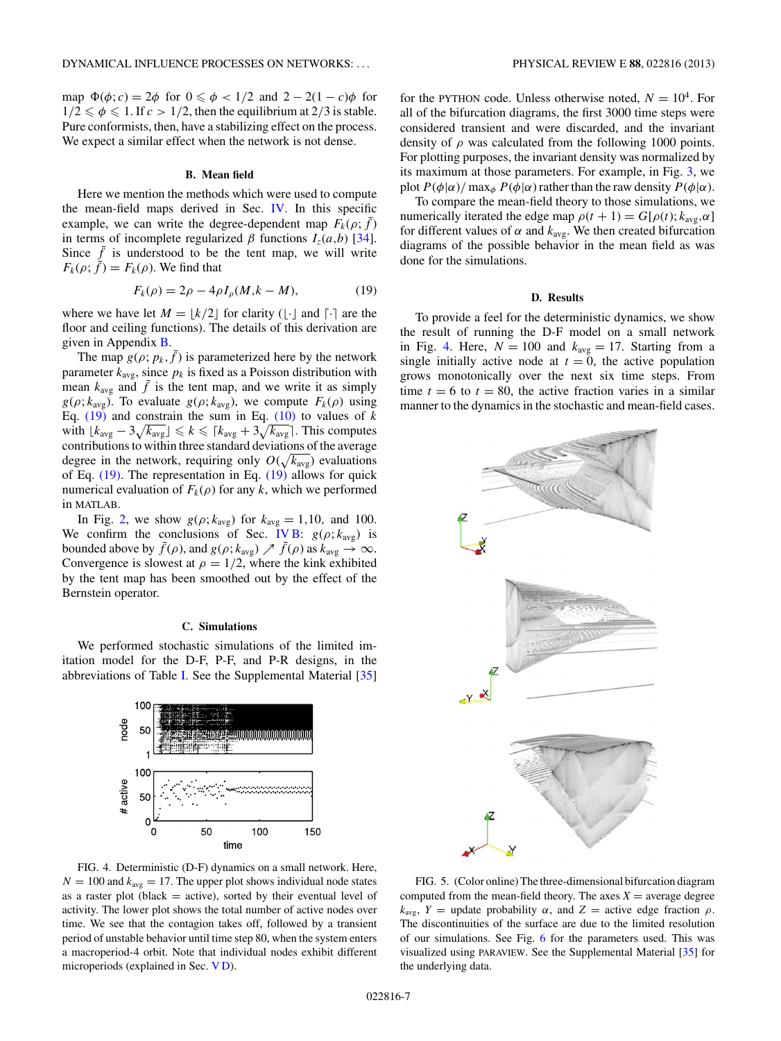map $\Phi(\phi;c) = 2\phi$ for $0 \leqslant \phi < 1/2$ and $2 - 2(1-c)\phi$ for $1/2 \leqslant \phi \leqslant 1$. If $c > 1/2$, then the equilibrium at $2/3$ is stable. Pure conformists, then, have a stabilizing effect on the process. We expect a similar effect when the network is not dense.

### B. Mean field

Here we mention the methods which were used to compute the mean-field maps derived in Sec. IV. In this specific example, we can write the degree-dependent map $F_k(\rho;\bar{f})$ in terms of incomplete regularized $\beta$ functions $I_z(a,b)$ [34]. Since $\bar{f}$ is understood to be the tent map, we will write $F_k(\rho;\bar{f}) = F_k(\rho)$. We find that

$$F_k(\rho) = 2\rho - 4\rho I_\rho(M, k-M), \tag{19}$$

where we have let $M = \lfloor k/2 \rfloor$ for clarity ($\lfloor\cdot\rfloor$ and $\lceil\cdot\rceil$ are the floor and ceiling functions). The details of this derivation are given in Appendix B.

The map $g(\rho;p_k,\bar{f})$ is parameterized here by the network parameter $k_{\text{avg}}$, since $p_k$ is fixed as a Poisson distribution with mean $k_{\text{avg}}$ and $\bar{f}$ is the tent map, and we write it as simply $g(\rho;k_{\text{avg}})$. To evaluate $g(\rho;k_{\text{avg}})$, we compute $F_k(\rho)$ using Eq. (19) and constrain the sum in Eq. (10) to values of $k$ with $\lfloor k_{\text{avg}} - 3\sqrt{k_{\text{avg}}}\rfloor \leqslant k \leqslant \lceil k_{\text{avg}} + 3\sqrt{k_{\text{avg}}}\rceil$. This computes contributions to within three standard deviations of the average degree in the network, requiring only $O(\sqrt{k_{\text{avg}}})$ evaluations of Eq. (19). The representation in Eq. (19) allows for quick numerical evaluation of $F_k(\rho)$ for any $k$, which we performed in MATLAB.

In Fig. 2, we show $g(\rho;k_{\text{avg}})$ for $k_{\text{avg}} = 1, 10,$ and $100$. We confirm the conclusions of Sec. IV B: $g(\rho;k_{\text{avg}})$ is bounded above by $\bar{f}(\rho)$, and $g(\rho;k_{\text{avg}}) \nearrow \bar{f}(\rho)$ as $k_{\text{avg}} \to \infty$. Convergence is slowest at $\rho = 1/2$, where the kink exhibited by the tent map has been smoothed out by the effect of the Bernstein operator.

### C. Simulations

We performed stochastic simulations of the limited imitation model for the D-F, P-F, and P-R designs, in the abbreviations of Table I. See the Supplemental Material [35] for the PYTHON code. Unless otherwise noted, $N = 10^4$. For all of the bifurcation diagrams, the first 3000 time steps were considered transient and were discarded, and the invariant density of $\rho$ was calculated from the following 1000 points. For plotting purposes, the invariant density was normalized by its maximum at those parameters. For example, in Fig. 3, we plot $P(\phi|\alpha)/\max_\phi P(\phi|\alpha)$ rather than the raw density $P(\phi|\alpha)$.

To compare the mean-field theory to those simulations, we numerically iterated the edge map $\rho(t+1) = G[\rho(t);k_{\text{avg}},\alpha]$ for different values of $\alpha$ and $k_{\text{avg}}$. We then created bifurcation diagrams of the possible behavior in the mean field as was done for the simulations.

FIG. 4. Deterministic (D-F) dynamics on a small network. Here, $N = 100$ and $k_{\text{avg}} = 17$. The upper plot shows individual node states as a raster plot (black = active), sorted by their eventual level of activity. The lower plot shows the total number of active nodes over time. We see that the contagion takes off, followed by a transient period of unstable behavior until time step 80, when the system enters a macroperiod-4 orbit. Note that individual nodes exhibit different microperiods (explained in Sec. V D).

### D. Results

To provide a feel for the deterministic dynamics, we show the result of running the D-F model on a small network in Fig. 4. Here, $N = 100$ and $k_{\text{avg}} = 17$. Starting from a single initially active node at $t = 0$, the active population grows monotonically over the next six time steps. From time $t = 6$ to $t = 80$, the active fraction varies in a similar manner to the dynamics in the stochastic and mean-field cases.

FIG. 5. (Color online) The three-dimensional bifurcation diagram computed from the mean-field theory. The axes $X$ = average degree $k_{\text{avg}}$, $Y$ = update probability $\alpha$, and $Z$ = active edge fraction $\rho$. The discontinuities of the surface are due to the limited resolution of our simulations. See Fig. 6 for the parameters used. This was visualized using PARAVIEW. See the Supplemental Material [35] for the underlying data.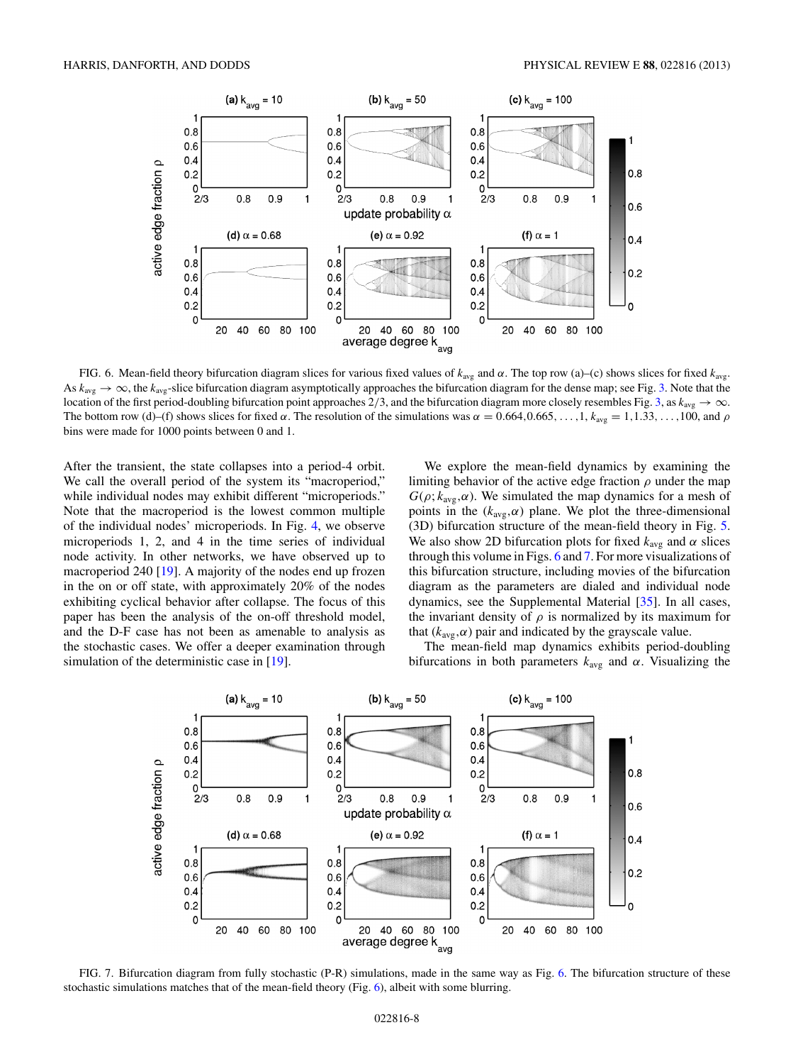FIG. 6. Mean-field theory bifurcation diagram slices for various fixed values of $k_{avg}$ and $\alpha$. The top row (a)–(c) shows slices for fixed $k_{avg}$. As $k_{avg} \to \infty$, the $k_{avg}$-slice bifurcation diagram asymptotically approaches the bifurcation diagram for the dense map; see Fig. 3. Note that the location of the first period-doubling bifurcation point approaches 2/3, and the bifurcation diagram more closely resembles Fig. 3, as $k_{avg} \to \infty$. The bottom row (d)–(f) shows slices for fixed $\alpha$. The resolution of the simulations was $\alpha = 0.664, 0.665, \ldots, 1$, $k_{avg} = 1, 1.33, \ldots, 100$, and $\rho$ bins were made for 1000 points between 0 and 1.

After the transient, the state collapses into a period-4 orbit. We call the overall period of the system its "macroperiod," while individual nodes may exhibit different "microperiods." Note that the macroperiod is the lowest common multiple of the individual nodes' microperiods. In Fig. 4, we observe microperiods 1, 2, and 4 in the time series of individual node activity. In other networks, we have observed up to macroperiod 240 [19]. A majority of the nodes end up frozen in the on or off state, with approximately 20% of the nodes exhibiting cyclical behavior after collapse. The focus of this paper has been the analysis of the on-off threshold model, and the D-F case has not been as amenable to analysis as the stochastic cases. We offer a deeper examination through simulation of the deterministic case in [19].

We explore the mean-field dynamics by examining the limiting behavior of the active edge fraction $\rho$ under the map $G(\rho; k_{avg}, \alpha)$. We simulated the map dynamics for a mesh of points in the $(k_{avg}, \alpha)$ plane. We plot the three-dimensional (3D) bifurcation structure of the mean-field theory in Fig. 5. We also show 2D bifurcation plots for fixed $k_{avg}$ and $\alpha$ slices through this volume in Figs. 6 and 7. For more visualizations of this bifurcation structure, including movies of the bifurcation diagram as the parameters are dialed and individual node dynamics, see the Supplemental Material [35]. In all cases, the invariant density of $\rho$ is normalized by its maximum for that $(k_{avg}, \alpha)$ pair and indicated by the grayscale value.

The mean-field map dynamics exhibits period-doubling bifurcations in both parameters $k_{avg}$ and $\alpha$. Visualizing the

FIG. 7. Bifurcation diagram from fully stochastic (P-R) simulations, made in the same way as Fig. 6. The bifurcation structure of these stochastic simulations matches that of the mean-field theory (Fig. 6), albeit with some blurring.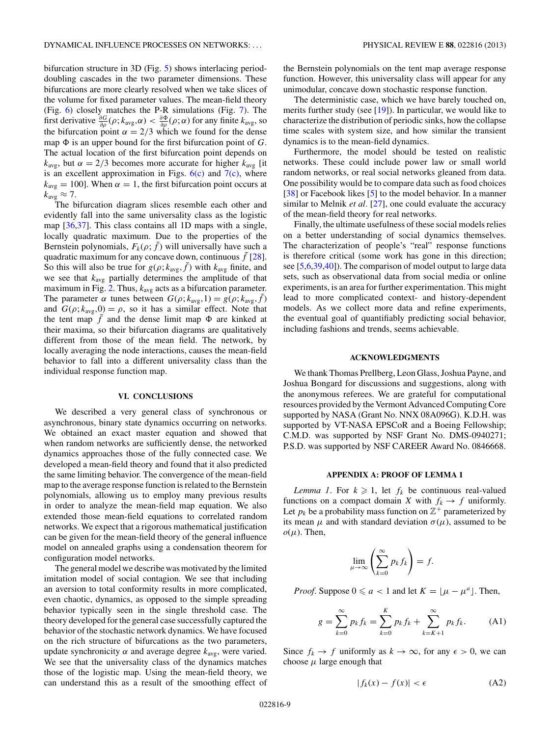bifurcation structure in 3D (Fig. 5) shows interlacing period-doubling cascades in the two parameter dimensions. These bifurcations are more clearly resolved when we take slices of the volume for fixed parameter values. The mean-field theory (Fig. 6) closely matches the P-R simulations (Fig. 7). The first derivative $\frac{\partial G}{\partial \rho}(\rho; k_{\mathrm{avg}}, \alpha) < \frac{\partial \Phi}{\partial \rho}(\rho; \alpha)$ for any finite $k_{\mathrm{avg}}$, so the bifurcation point $\alpha = 2/3$ which we found for the dense map $\Phi$ is an upper bound for the first bifurcation point of $G$. The actual location of the first bifurcation point depends on $k_{\mathrm{avg}}$, but $\alpha = 2/3$ becomes more accurate for higher $k_{\mathrm{avg}}$ [it is an excellent approximation in Figs. 6(c) and 7(c), where $k_{\mathrm{avg}} = 100$]. When $\alpha = 1$, the first bifurcation point occurs at $k_{\mathrm{avg}} \approx 7$.

The bifurcation diagram slices resemble each other and evidently fall into the same universality class as the logistic map [36,37]. This class contains all 1D maps with a single, locally quadratic maximum. Due to the properties of the Bernstein polynomials, $F_k(\rho; \bar{f})$ will universally have such a quadratic maximum for any concave down, continuous $\bar{f}$ [28]. So this will also be true for $g(\rho; k_{\mathrm{avg}}, \bar{f})$ with $k_{\mathrm{avg}}$ finite, and we see that $k_{\mathrm{avg}}$ partially determines the amplitude of that maximum in Fig. 2. Thus, $k_{\mathrm{avg}}$ acts as a bifurcation parameter. The parameter $\alpha$ tunes between $G(\rho; k_{\mathrm{avg}}, 1) = g(\rho; k_{\mathrm{avg}}, \bar{f})$ and $G(\rho; k_{\mathrm{avg}}, 0) = \rho$, so it has a similar effect. Note that the tent map $\bar{f}$ and the dense limit map $\Phi$ are kinked at their maxima, so their bifurcation diagrams are qualitatively different from those of the mean field. The network, by locally averaging the node interactions, causes the mean-field behavior to fall into a different universality class than the individual response function map.

## VI. CONCLUSIONS

We described a very general class of synchronous or asynchronous, binary state dynamics occurring on networks. We obtained an exact master equation and showed that when random networks are sufficiently dense, the networked dynamics approaches those of the fully connected case. We developed a mean-field theory and found that it also predicted the same limiting behavior. The convergence of the mean-field map to the average response function is related to the Bernstein polynomials, allowing us to employ many previous results in order to analyze the mean-field map equation. We also extended those mean-field equations to correlated random networks. We expect that a rigorous mathematical justification can be given for the mean-field theory of the general influence model on annealed graphs using a condensation theorem for configuration model networks.

The general model we describe was motivated by the limited imitation model of social contagion. We see that including an aversion to total conformity results in more complicated, even chaotic, dynamics, as opposed to the simple spreading behavior typically seen in the single threshold case. The theory developed for the general case successfully captured the behavior of the stochastic network dynamics. We have focused on the rich structure of bifurcations as the two parameters, update synchronicity $\alpha$ and average degree $k_{\mathrm{avg}}$, were varied. We see that the universality class of the dynamics matches those of the logistic map. Using the mean-field theory, we can understand this as a result of the smoothing effect of the Bernstein polynomials on the tent map average response function. However, this universality class will appear for any unimodular, concave down stochastic response function.

The deterministic case, which we have barely touched on, merits further study (see [19]). In particular, we would like to characterize the distribution of periodic sinks, how the collapse time scales with system size, and how similar the transient dynamics is to the mean-field dynamics.

Furthermore, the model should be tested on realistic networks. These could include power law or small world random networks, or real social networks gleaned from data. One possibility would be to compare data such as food choices [38] or Facebook likes [5] to the model behavior. In a manner similar to Melnik *et al.* [27], one could evaluate the accuracy of the mean-field theory for real networks.

Finally, the ultimate usefulness of these social models relies on a better understanding of social dynamics themselves. The characterization of people's "real" response functions is therefore critical (some work has gone in this direction; see [5,6,39,40]). The comparison of model output to large data sets, such as observational data from social media or online experiments, is an area for further experimentation. This might lead to more complicated context- and history-dependent models. As we collect more data and refine experiments, the eventual goal of quantifiably predicting social behavior, including fashions and trends, seems achievable.

## ACKNOWLEDGMENTS

We thank Thomas Prellberg, Leon Glass, Joshua Payne, and Joshua Bongard for discussions and suggestions, along with the anonymous referees. We are grateful for computational resources provided by the Vermont Advanced Computing Core supported by NASA (Grant No. NNX 08A096G). K.D.H. was supported by VT-NASA EPSCoR and a Boeing Fellowship; C.M.D. was supported by NSF Grant No. DMS-0940271; P.S.D. was supported by NSF CAREER Award No. 0846668.

## APPENDIX A: PROOF OF LEMMA 1

*Lemma 1*. For $k \geqslant 1$, let $f_k$ be continuous real-valued functions on a compact domain $X$ with $f_k \to f$ uniformly. Let $p_k$ be a probability mass function on $\mathbb{Z}^+$ parameterized by its mean $\mu$ and with standard deviation $\sigma(\mu)$, assumed to be $o(\mu)$. Then,

$$\lim_{\mu \to \infty} \left( \sum_{k=0}^{\infty} p_k f_k \right) = f.$$

*Proof.* Suppose $0 \leqslant a < 1$ and let $K = \lfloor \mu - \mu^a \rfloor$. Then,

$$g = \sum_{k=0}^{\infty} p_k f_k = \sum_{k=0}^{K} p_k f_k + \sum_{k=K+1}^{\infty} p_k f_k. \tag{A1}$$

Since $f_k \to f$ uniformly as $k \to \infty$, for any $\epsilon > 0$, we can choose $\mu$ large enough that

$$|f_k(x) - f(x)| < \epsilon \tag{A2}$$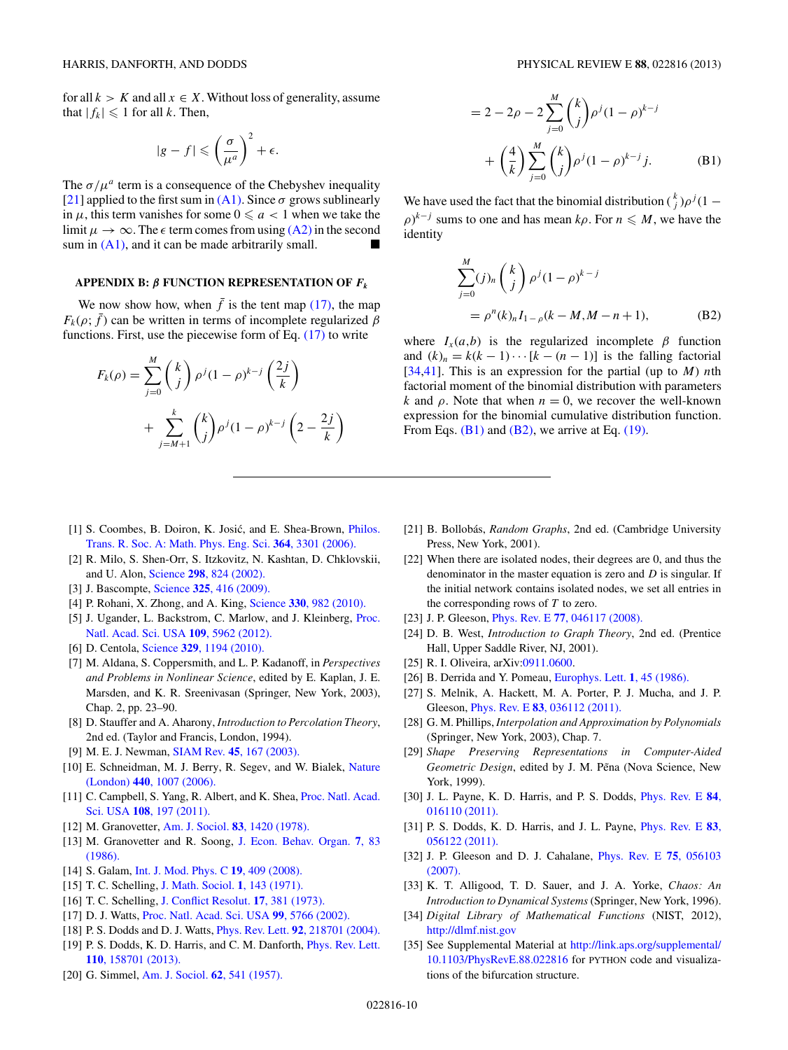for all $k > K$ and all $x \in X$. Without loss of generality, assume that $|f_k| \leqslant 1$ for all $k$. Then,

$$|g - f| \leqslant \left(\frac{\sigma}{\mu^a}\right)^2 + \epsilon.$$

The $\sigma/\mu^a$ term is a consequence of the Chebyshev inequality [21] applied to the first sum in (A1). Since $\sigma$ grows sublinearly in $\mu$, this term vanishes for some $0 \leqslant a < 1$ when we take the limit $\mu \to \infty$. The $\epsilon$ term comes from using (A2) in the second sum in (A1), and it can be made arbitrarily small. ■

## APPENDIX B: $\beta$ FUNCTION REPRESENTATION OF $F_k$

We now show how, when $\bar{f}$ is the tent map (17), the map $F_k(\rho; \bar{f})$ can be written in terms of incomplete regularized $\beta$ functions. First, use the piecewise form of Eq. (17) to write

$$\begin{aligned}
F_k(\rho) &= \sum_{j=0}^{M} \binom{k}{j} \rho^j (1-\rho)^{k-j} \left(\frac{2j}{k}\right) \\
&\quad + \sum_{j=M+1}^{k} \binom{k}{j} \rho^j (1-\rho)^{k-j} \left(2 - \frac{2j}{k}\right) \\
&= 2 - 2\rho - 2\sum_{j=0}^{M} \binom{k}{j} \rho^j (1-\rho)^{k-j} \\
&\quad + \left(\frac{4}{k}\right) \sum_{j=0}^{M} \binom{k}{j} \rho^j (1-\rho)^{k-j} j. \qquad \text{(B1)}
\end{aligned}$$

We have used the fact that the binomial distribution $\binom{k}{j}\rho^j(1-\rho)^{k-j}$ sums to one and has mean $k\rho$. For $n \leqslant M$, we have the identity

$$\begin{aligned}
&\sum_{j=0}^{M} (j)_n \binom{k}{j} \rho^j (1-\rho)^{k-j} \\
&\quad = \rho^n (k)_n I_{1-\rho}(k-M, M-n+1), \qquad \text{(B2)}
\end{aligned}$$

where $I_x(a,b)$ is the regularized incomplete $\beta$ function and $(k)_n = k(k-1)\cdots[k-(n-1)]$ is the falling factorial [34,41]. This is an expression for the partial (up to $M$) $n$th factorial moment of the binomial distribution with parameters $k$ and $\rho$. Note that when $n = 0$, we recover the well-known expression for the binomial cumulative distribution function. From Eqs. (B1) and (B2), we arrive at Eq. (19).

---

[1] S. Coombes, B. Doiron, K. Josić, and E. Shea-Brown, Philos. Trans. R. Soc. A: Math. Phys. Eng. Sci. **364**, 3301 (2006).

[2] R. Milo, S. Shen-Orr, S. Itzkovitz, N. Kashtan, D. Chklovskii, and U. Alon, Science **298**, 824 (2002).

[3] J. Bascompte, Science **325**, 416 (2009).

[4] P. Rohani, X. Zhong, and A. King, Science **330**, 982 (2010).

[5] J. Ugander, L. Backstrom, C. Marlow, and J. Kleinberg, Proc. Natl. Acad. Sci. USA **109**, 5962 (2012).

[6] D. Centola, Science **329**, 1194 (2010).

[7] M. Aldana, S. Coppersmith, and L. P. Kadanoff, in *Perspectives and Problems in Nonlinear Science*, edited by E. Kaplan, J. E. Marsden, and K. R. Sreenivasan (Springer, New York, 2003), Chap. 2, pp. 23–90.

[8] D. Stauffer and A. Aharony, *Introduction to Percolation Theory*, 2nd ed. (Taylor and Francis, London, 1994).

[9] M. E. J. Newman, SIAM Rev. **45**, 167 (2003).

[10] E. Schneidman, M. J. Berry, R. Segev, and W. Bialek, Nature (London) **440**, 1007 (2006).

[11] C. Campbell, S. Yang, R. Albert, and K. Shea, Proc. Natl. Acad. Sci. USA **108**, 197 (2011).

[12] M. Granovetter, Am. J. Sociol. **83**, 1420 (1978).

[13] M. Granovetter and R. Soong, J. Econ. Behav. Organ. **7**, 83 (1986).

[14] S. Galam, Int. J. Mod. Phys. C **19**, 409 (2008).

[15] T. C. Schelling, J. Math. Sociol. **1**, 143 (1971).

[16] T. C. Schelling, J. Conflict Resolut. **17**, 381 (1973).

[17] D. J. Watts, Proc. Natl. Acad. Sci. USA **99**, 5766 (2002).

[18] P. S. Dodds and D. J. Watts, Phys. Rev. Lett. **92**, 218701 (2004).

[19] P. S. Dodds, K. D. Harris, and C. M. Danforth, Phys. Rev. Lett. **110**, 158701 (2013).

[20] G. Simmel, Am. J. Sociol. **62**, 541 (1957).

[21] B. Bollobás, *Random Graphs*, 2nd ed. (Cambridge University Press, New York, 2001).

[22] When there are isolated nodes, their degrees are 0, and thus the denominator in the master equation is zero and $D$ is singular. If the initial network contains isolated nodes, we set all entries in the corresponding rows of $T$ to zero.

[23] J. P. Gleeson, Phys. Rev. E **77**, 046117 (2008).

[24] D. B. West, *Introduction to Graph Theory*, 2nd ed. (Prentice Hall, Upper Saddle River, NJ, 2001).

[25] R. I. Oliveira, arXiv:0911.0600.

[26] B. Derrida and Y. Pomeau, Europhys. Lett. **1**, 45 (1986).

[27] S. Melnik, A. Hackett, M. A. Porter, P. J. Mucha, and J. P. Gleeson, Phys. Rev. E **83**, 036112 (2011).

[28] G. M. Phillips, *Interpolation and Approximation by Polynomials* (Springer, New York, 2003), Chap. 7.

[29] *Shape Preserving Representations in Computer-Aided Geometric Design*, edited by J. M. Pěna (Nova Science, New York, 1999).

[30] J. L. Payne, K. D. Harris, and P. S. Dodds, Phys. Rev. E **84**, 016110 (2011).

[31] P. S. Dodds, K. D. Harris, and J. L. Payne, Phys. Rev. E **83**, 056122 (2011).

[32] J. P. Gleeson and D. J. Cahalane, Phys. Rev. E **75**, 056103 (2007).

[33] K. T. Alligood, T. D. Sauer, and J. A. Yorke, *Chaos: An Introduction to Dynamical Systems* (Springer, New York, 1996).

[34] *Digital Library of Mathematical Functions* (NIST, 2012), http://dlmf.nist.gov

[35] See Supplemental Material at http://link.aps.org/supplemental/10.1103/PhysRevE.88.022816 for PYTHON code and visualizations of the bifurcation structure.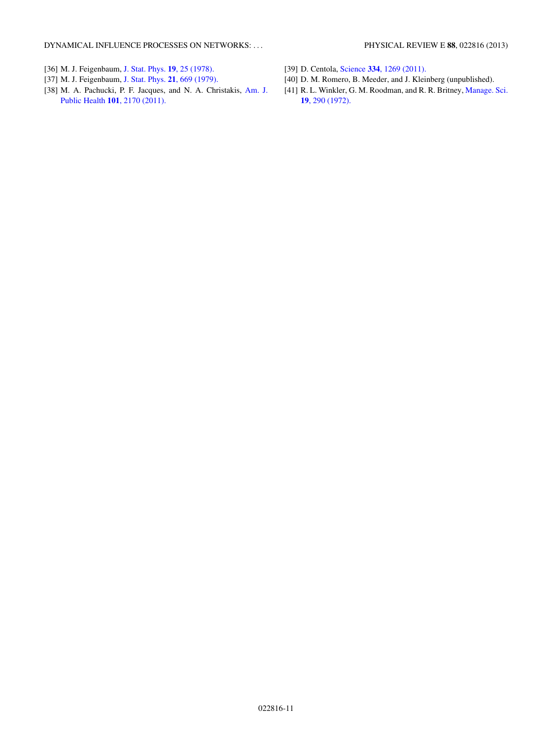[36] M. J. Feigenbaum, J. Stat. Phys. **19**, 25 (1978).

[37] M. J. Feigenbaum, J. Stat. Phys. **21**, 669 (1979).

[38] M. A. Pachucki, P. F. Jacques, and N. A. Christakis, Am. J. Public Health **101**, 2170 (2011).

[39] D. Centola, Science **334**, 1269 (2011).

[40] D. M. Romero, B. Meeder, and J. Kleinberg (unpublished).

[41] R. L. Winkler, G. M. Roodman, and R. R. Britney, Manage. Sci. **19**, 290 (1972).